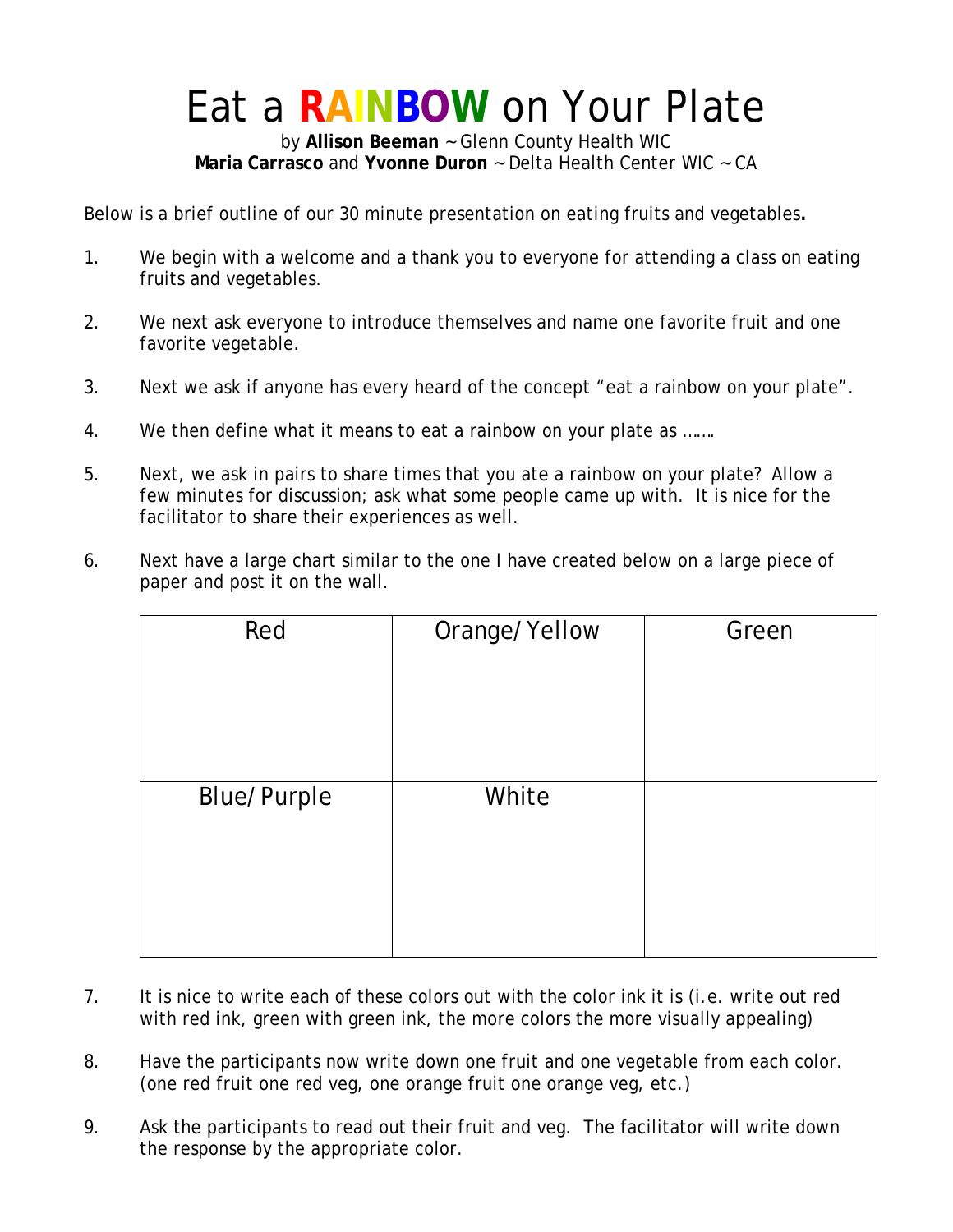# Eat a RAINBOW on Your Plate

by **Allison Beeman** ~ Glenn County Health WIC
**Maria Carrasco** and **Yvonne Duron** ~ Delta Health Center WIC ~ CA

Below is a brief outline of our 30 minute presentation on eating fruits and vegetables**.**

1. We begin with a welcome and a thank you to everyone for attending a class on eating fruits and vegetables.

2. We next ask everyone to introduce themselves and name one favorite fruit and one favorite vegetable.

3. Next we ask if anyone has every heard of the concept "eat a rainbow on your plate".

4. We then define what it means to eat a rainbow on your plate as …….

5. Next, we ask in pairs to share times that you ate a rainbow on your plate? Allow a few minutes for discussion; ask what some people came up with. It is nice for the facilitator to share their experiences as well.

6. Next have a large chart similar to the one I have created below on a large piece of paper and post it on the wall.

| Red | Orange/Yellow | Green |
|---|---|---|
| Blue/Purple | White | |

7. It is nice to write each of these colors out with the color ink it is (i.e. write out red with red ink, green with green ink, the more colors the more visually appealing)

8. Have the participants now write down one fruit and one vegetable from each color. (one red fruit one red veg, one orange fruit one orange veg, etc.)

9. Ask the participants to read out their fruit and veg. The facilitator will write down the response by the appropriate color.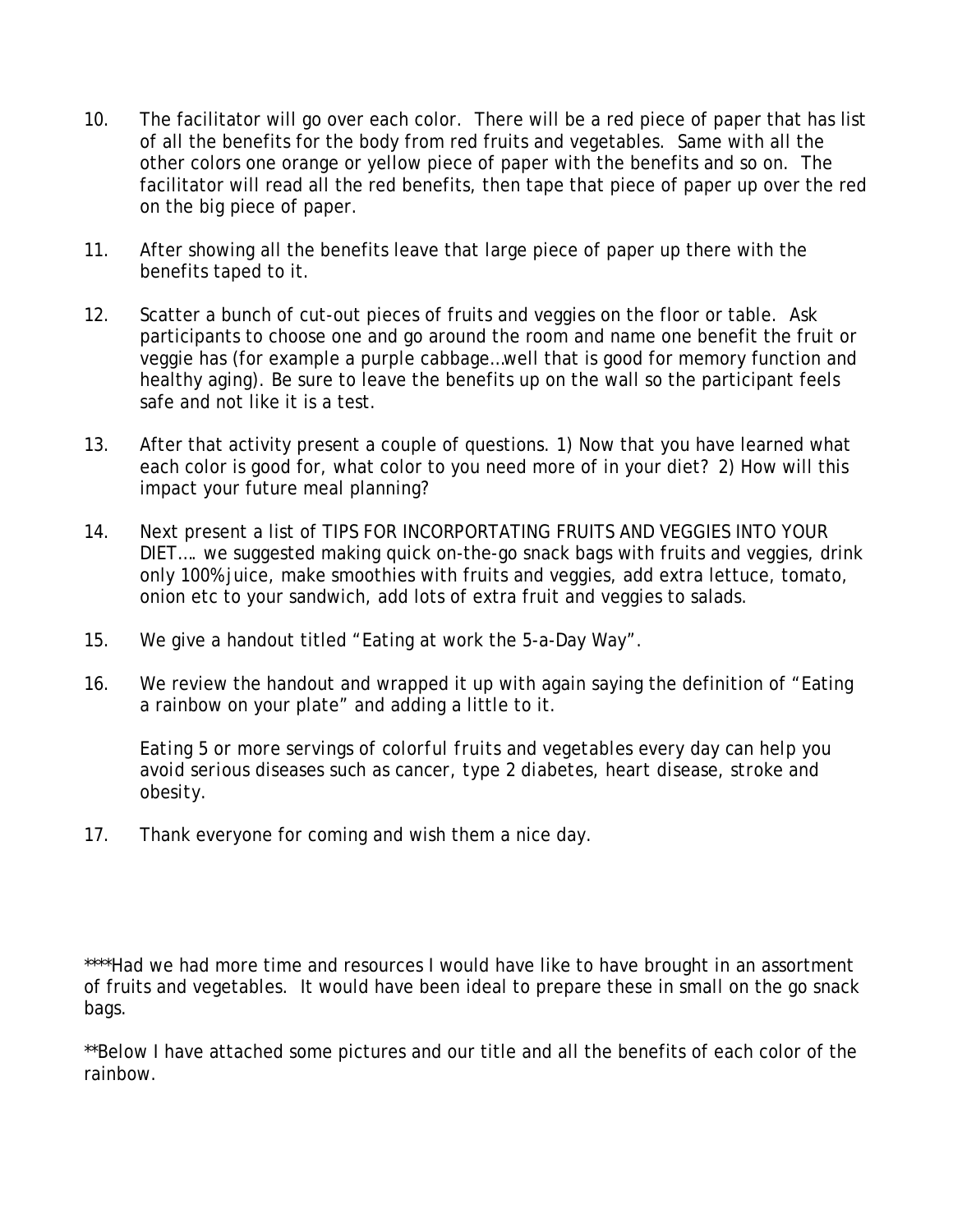10. The facilitator will go over each color. There will be a red piece of paper that has list of all the benefits for the body from red fruits and vegetables. Same with all the other colors one orange or yellow piece of paper with the benefits and so on. The facilitator will read all the red benefits, then tape that piece of paper up over the red on the big piece of paper.

11. After showing all the benefits leave that large piece of paper up there with the benefits taped to it.

12. Scatter a bunch of cut-out pieces of fruits and veggies on the floor or table. Ask participants to choose one and go around the room and name one benefit the fruit or veggie has (for example a purple cabbage…well that is good for memory function and healthy aging). Be sure to leave the benefits up on the wall so the participant feels safe and not like it is a test.

13. After that activity present a couple of questions. 1) Now that you have learned what each color is good for, what color to you need more of in your diet? 2) How will this impact your future meal planning?

14. Next present a list of TIPS FOR INCORPORTATING FRUITS AND VEGGIES INTO YOUR DIET…. we suggested making quick on-the-go snack bags with fruits and veggies, drink only 100% juice, make smoothies with fruits and veggies, add extra lettuce, tomato, onion etc to your sandwich, add lots of extra fruit and veggies to salads.

15. We give a handout titled "Eating at work the 5-a-Day Way".

16. We review the handout and wrapped it up with again saying the definition of "Eating a rainbow on your plate" and adding a little to it.

    *Eating 5 or more servings of colorful fruits and vegetables every day can help you avoid serious diseases such as cancer, type 2 diabetes, heart disease, stroke and obesity.*

17. Thank everyone for coming and wish them a nice day.

****Had we had more time and resources I would have like to have brought in an assortment of fruits and vegetables. It would have been ideal to prepare these in small on the go snack bags.

**Below I have attached some pictures and our title and all the benefits of each color of the rainbow.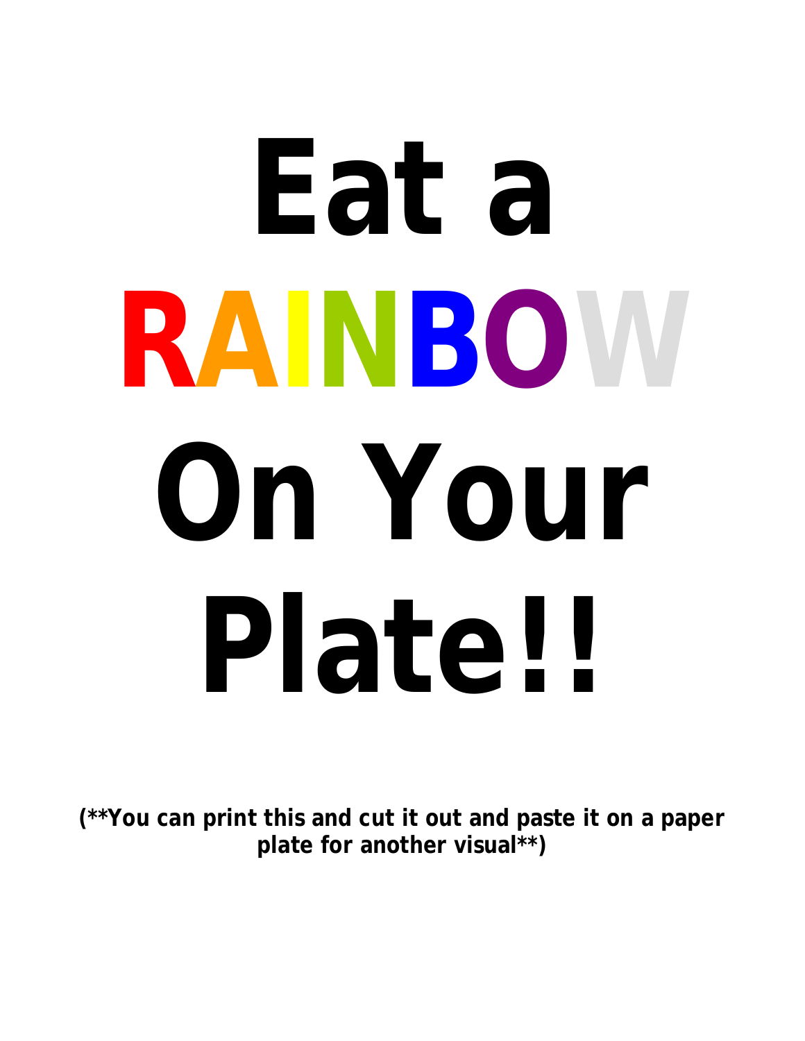# Eat a

# RAINBOW

# On Your

# Plate!!

**(**You can print this and cut it out and paste it on a paper plate for another visual**)**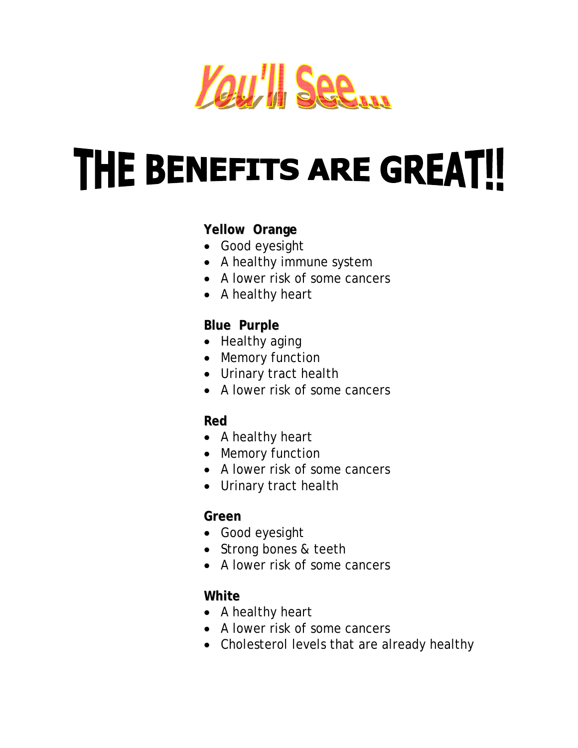# You'll See...

# THE BENEFITS ARE GREAT!!

**Yellow Orange**

- Good eyesight
- A healthy immune system
- A lower risk of some cancers
- A healthy heart

**Blue Purple**

- Healthy aging
- Memory function
- Urinary tract health
- A lower risk of some cancers

**Red**

- A healthy heart
- Memory function
- A lower risk of some cancers
- Urinary tract health

**Green**

- Good eyesight
- Strong bones & teeth
- A lower risk of some cancers

**White**

- A healthy heart
- A lower risk of some cancers
- Cholesterol levels that are already healthy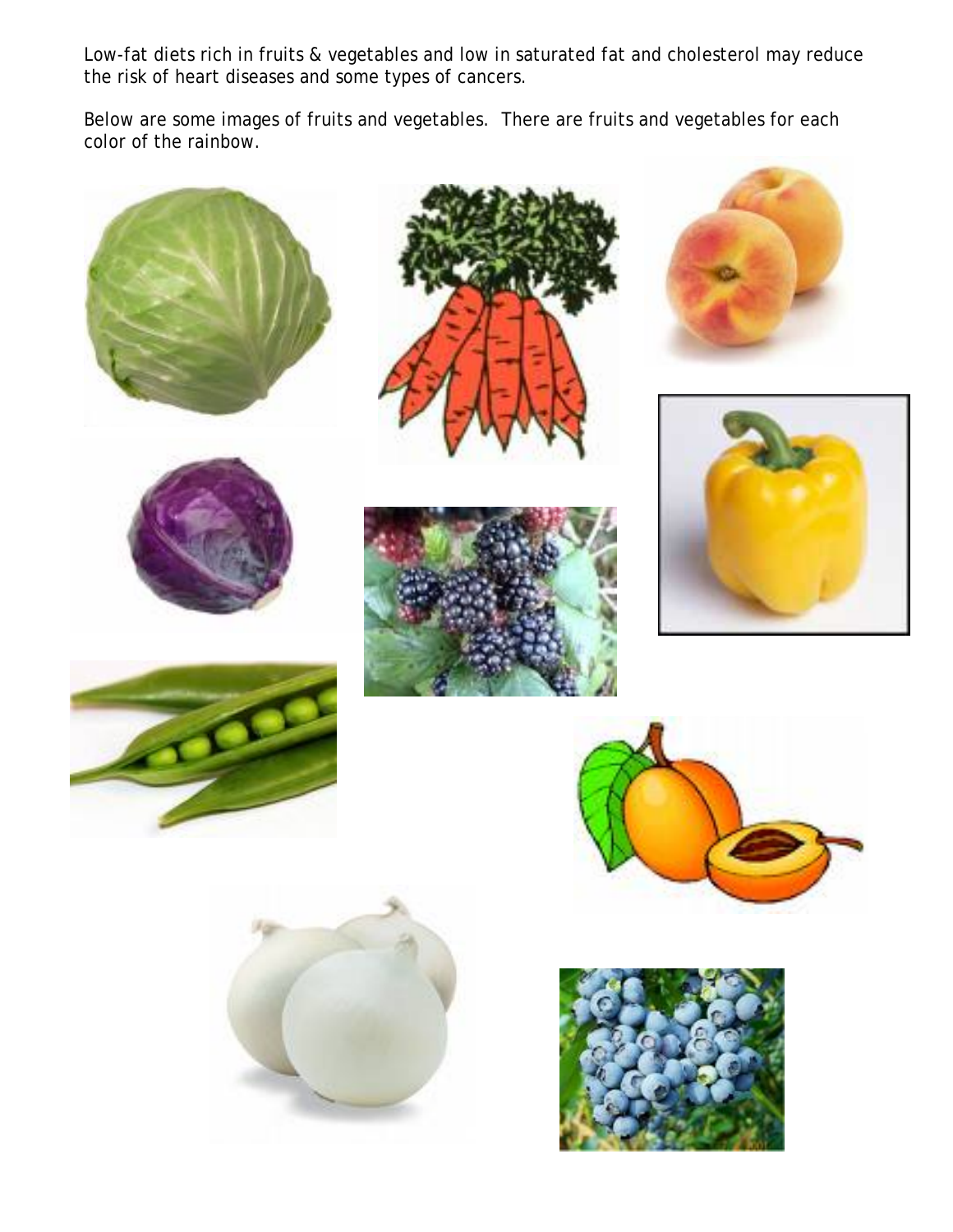Low-fat diets rich in fruits & vegetables and low in saturated fat and cholesterol may reduce the risk of heart diseases and some types of cancers.

Below are some images of fruits and vegetables. There are fruits and vegetables for each color of the rainbow.